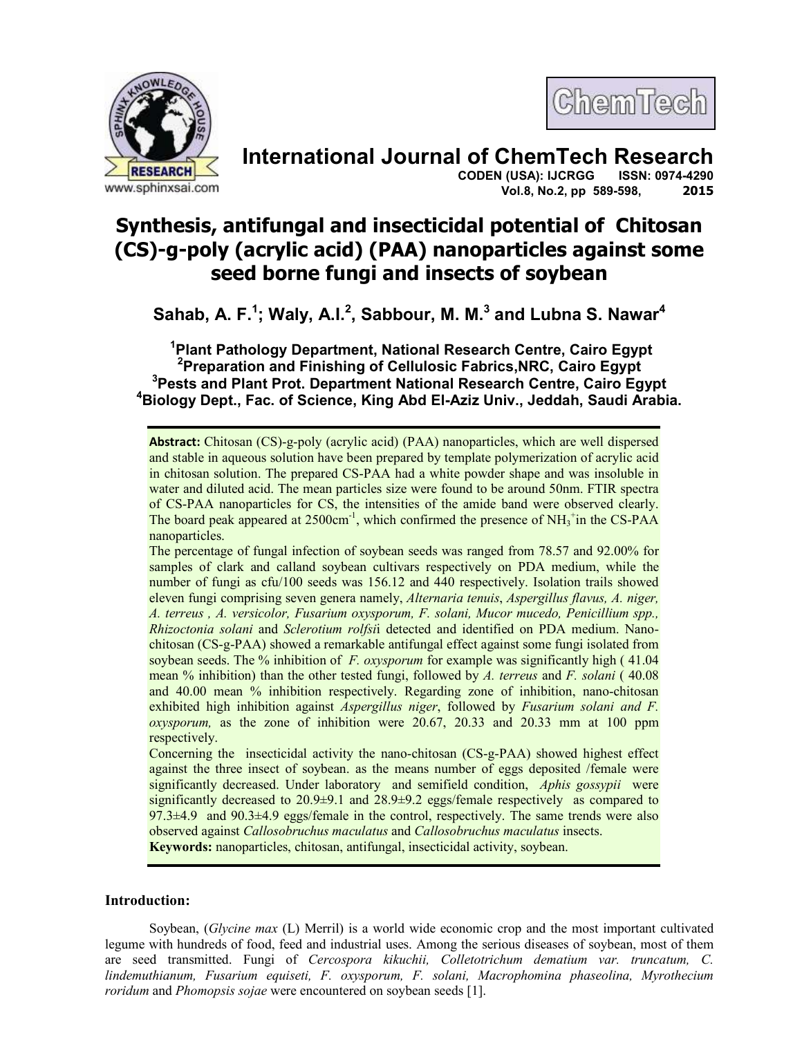# International Journal of ChemTech Research

CODEN (USA): IJCRGG ISSN: 0974-4290
Vol.8, No.2, pp 589-598, 2015

# Synthesis, antifungal and insecticidal potential of Chitosan (CS)-g-poly (acrylic acid) (PAA) nanoparticles against some seed borne fungi and insects of soybean

**Sahab, A. F.[1]; Waly, A.I.[2], Sabbour, M. M.[3] and Lubna S. Nawar[4]**

**[1]Plant Pathology Department, National Research Centre, Cairo Egypt**
**[2]Preparation and Finishing of Cellulosic Fabrics,NRC, Cairo Egypt**
**[3]Pests and Plant Prot. Department National Research Centre, Cairo Egypt**
**[4]Biology Dept., Fac. of Science, King Abd El-Aziz Univ., Jeddah, Saudi Arabia.**

**Abstract:** Chitosan (CS)-g-poly (acrylic acid) (PAA) nanoparticles, which are well dispersed and stable in aqueous solution have been prepared by template polymerization of acrylic acid in chitosan solution. The prepared CS-PAA had a white powder shape and was insoluble in water and diluted acid. The mean particles size were found to be around 50nm. FTIR spectra of CS-PAA nanoparticles for CS, the intensities of the amide band were observed clearly. The board peak appeared at 2500cm$^{-1}$, which confirmed the presence of $NH_3^+$in the CS-PAA nanoparticles.

The percentage of fungal infection of soybean seeds was ranged from 78.57 and 92.00% for samples of clark and calland soybean cultivars respectively on PDA medium, while the number of fungi as cfu/100 seeds was 156.12 and 440 respectively. Isolation trails showed eleven fungi comprising seven genera namely, *Alternaria tenuis*, *Aspergillus flavus, A. niger, A. terreus , A. versicolor, Fusarium oxysporum, F. solani, Mucor mucedo, Penicillium spp., Rhizoctonia solani* and *Sclerotium rolfsi*i detected and identified on PDA medium. Nano-chitosan (CS-g-PAA) showed a remarkable antifungal effect against some fungi isolated from soybean seeds. The % inhibition of *F. oxysporum* for example was significantly high ( 41.04 mean % inhibition) than the other tested fungi, followed by *A. terreus* and *F. solani* ( 40.08 and 40.00 mean % inhibition respectively. Regarding zone of inhibition, nano-chitosan exhibited high inhibition against *Aspergillus niger*, followed by *Fusarium solani and F. oxysporum,* as the zone of inhibition were 20.67, 20.33 and 20.33 mm at 100 ppm respectively.

Concerning the insecticidal activity the nano-chitosan (CS-g-PAA) showed highest effect against the three insect of soybean. as the means number of eggs deposited /female were significantly decreased. Under laboratory and semifield condition, *Aphis gossypii* were significantly decreased to 20.9±9.1 and 28.9±9.2 eggs/female respectively as compared to 97.3±4.9 and 90.3±4.9 eggs/female in the control, respectively. The same trends were also observed against *Callosobruchus maculatus* and *Callosobruchus maculatus* insects.

**Keywords:** nanoparticles, chitosan, antifungal, insecticidal activity, soybean.

## Introduction:

Soybean, (*Glycine max* (L) Merril) is a world wide economic crop and the most important cultivated legume with hundreds of food, feed and industrial uses. Among the serious diseases of soybean, most of them are seed transmitted. Fungi of *Cercospora kikuchii, Colletotrichum dematium var. truncatum, C. lindemuthianum, Fusarium equiseti, F. oxysporum, F. solani, Macrophomina phaseolina, Myrothecium roridum* and *Phomopsis sojae* were encountered on soybean seeds [1].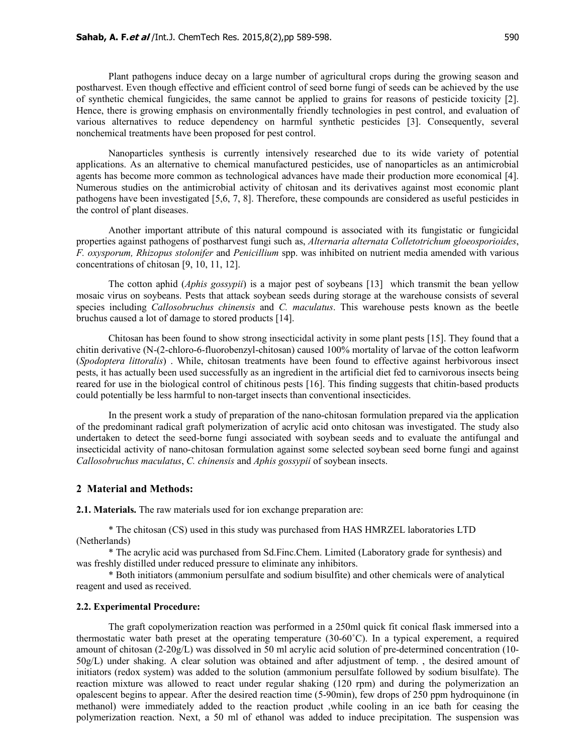Plant pathogens induce decay on a large number of agricultural crops during the growing season and postharvest. Even though effective and efficient control of seed borne fungi of seeds can be achieved by the use of synthetic chemical fungicides, the same cannot be applied to grains for reasons of pesticide toxicity [2]. Hence, there is growing emphasis on environmentally friendly technologies in pest control, and evaluation of various alternatives to reduce dependency on harmful synthetic pesticides [3]. Consequently, several nonchemical treatments have been proposed for pest control.

Nanoparticles synthesis is currently intensively researched due to its wide variety of potential applications. As an alternative to chemical manufactured pesticides, use of nanoparticles as an antimicrobial agents has become more common as technological advances have made their production more economical [4]. Numerous studies on the antimicrobial activity of chitosan and its derivatives against most economic plant pathogens have been investigated [5,6, 7, 8]. Therefore, these compounds are considered as useful pesticides in the control of plant diseases.

Another important attribute of this natural compound is associated with its fungistatic or fungicidal properties against pathogens of postharvest fungi such as, *Alternaria alternata Colletotrichum gloeosporioides*, *F. oxysporum, Rhizopus stolonifer* and *Penicillium* spp. was inhibited on nutrient media amended with various concentrations of chitosan [9, 10, 11, 12].

The cotton aphid (*Aphis gossypii*) is a major pest of soybeans [13] which transmit the bean yellow mosaic virus on soybeans. Pests that attack soybean seeds during storage at the warehouse consists of several species including *Callosobruchus chinensis* and *C. maculatus*. This warehouse pests known as the beetle bruchus caused a lot of damage to stored products [14].

Chitosan has been found to show strong insecticidal activity in some plant pests [15]. They found that a chitin derivative (N-(2-chloro-6-fluorobenzyl-chitosan) caused 100% mortality of larvae of the cotton leafworm (*Spodoptera littoralis*) . While, chitosan treatments have been found to effective against herbivorous insect pests, it has actually been used successfully as an ingredient in the artificial diet fed to carnivorous insects being reared for use in the biological control of chitinous pests [16]. This finding suggests that chitin-based products could potentially be less harmful to non-target insects than conventional insecticides.

In the present work a study of preparation of the nano-chitosan formulation prepared via the application of the predominant radical graft polymerization of acrylic acid onto chitosan was investigated. The study also undertaken to detect the seed-borne fungi associated with soybean seeds and to evaluate the antifungal and insecticidal activity of nano-chitosan formulation against some selected soybean seed borne fungi and against *Callosobruchus maculatus*, *C. chinensis* and *Aphis gossypii* of soybean insects.

## 2 Material and Methods:

**2.1. Materials.** The raw materials used for ion exchange preparation are:

* The chitosan (CS) used in this study was purchased from HAS HMRZEL laboratories LTD (Netherlands)

* The acrylic acid was purchased from Sd.Finc.Chem. Limited (Laboratory grade for synthesis) and was freshly distilled under reduced pressure to eliminate any inhibitors.

* Both initiators (ammonium persulfate and sodium bisulfite) and other chemicals were of analytical reagent and used as received.

### 2.2. Experimental Procedure:

The graft copolymerization reaction was performed in a 250ml quick fit conical flask immersed into a thermostatic water bath preset at the operating temperature (30-60˚C). In a typical experement, a required amount of chitosan (2-20g/L) was dissolved in 50 ml acrylic acid solution of pre-determined concentration (10-50g/L) under shaking. A clear solution was obtained and after adjustment of temp. , the desired amount of initiators (redox system) was added to the solution (ammonium persulfate followed by sodium bisulfate). The reaction mixture was allowed to react under regular shaking (120 rpm) and during the polymerization an opalescent begins to appear. After the desired reaction time (5-90min), few drops of 250 ppm hydroquinone (in methanol) were immediately added to the reaction product ,while cooling in an ice bath for ceasing the polymerization reaction. Next, a 50 ml of ethanol was added to induce precipitation. The suspension was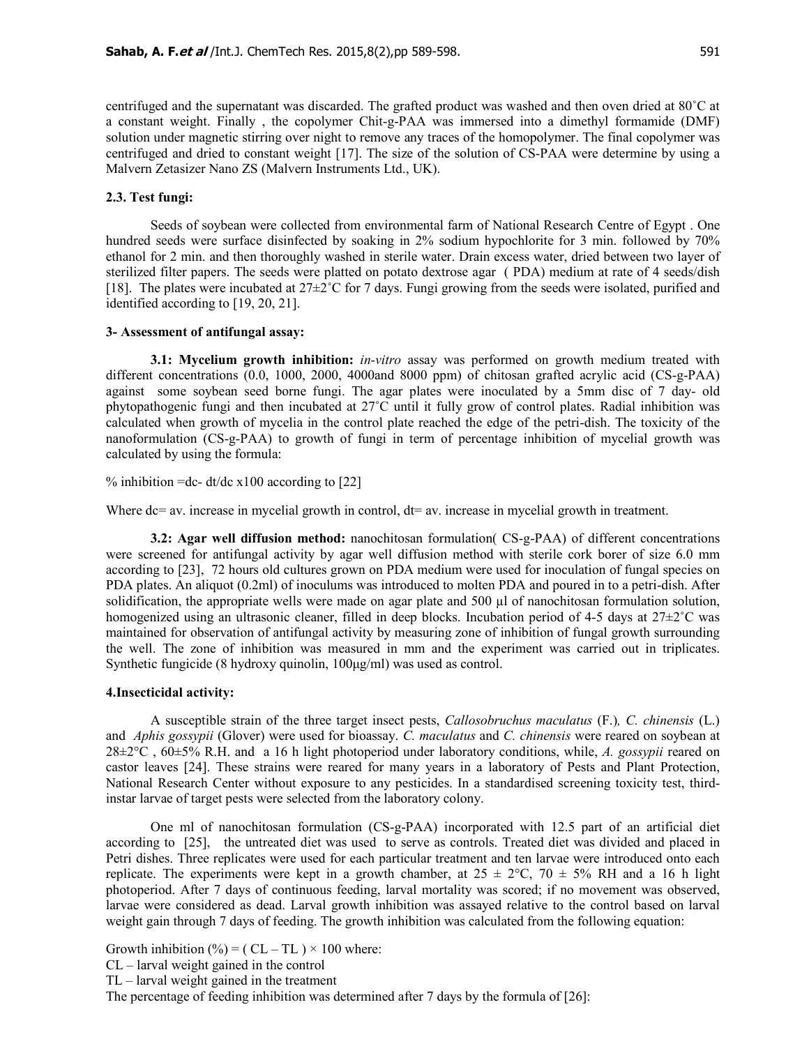centrifuged and the supernatant was discarded. The grafted product was washed and then oven dried at 80˚C at a constant weight. Finally , the copolymer Chit-g-PAA was immersed into a dimethyl formamide (DMF) solution under magnetic stirring over night to remove any traces of the homopolymer. The final copolymer was centrifuged and dried to constant weight [17]. The size of the solution of CS-PAA were determine by using a Malvern Zetasizer Nano ZS (Malvern Instruments Ltd., UK).

### 2.3. Test fungi:

Seeds of soybean were collected from environmental farm of National Research Centre of Egypt . One hundred seeds were surface disinfected by soaking in 2% sodium hypochlorite for 3 min. followed by 70% ethanol for 2 min. and then thoroughly washed in sterile water. Drain excess water, dried between two layer of sterilized filter papers. The seeds were platted on potato dextrose agar ( PDA) medium at rate of 4 seeds/dish [18]. The plates were incubated at 27±2˚C for 7 days. Fungi growing from the seeds were isolated, purified and identified according to [19, 20, 21].

### 3- Assessment of antifungal assay:

**3.1: Mycelium growth inhibition:** *in-vitro* assay was performed on growth medium treated with different concentrations (0.0, 1000, 2000, 4000and 8000 ppm) of chitosan grafted acrylic acid (CS-g-PAA) against some soybean seed borne fungi. The agar plates were inoculated by a 5mm disc of 7 day- old phytopathogenic fungi and then incubated at 27˚C until it fully grow of control plates. Radial inhibition was calculated when growth of mycelia in the control plate reached the edge of the petri-dish. The toxicity of the nanoformulation (CS-g-PAA) to growth of fungi in term of percentage inhibition of mycelial growth was calculated by using the formula:

% inhibition =dc- dt/dc x100 according to [22]

Where dc= av. increase in mycelial growth in control, dt= av. increase in mycelial growth in treatment.

**3.2: Agar well diffusion method:** nanochitosan formulation( CS-g-PAA) of different concentrations were screened for antifungal activity by agar well diffusion method with sterile cork borer of size 6.0 mm according to [23], 72 hours old cultures grown on PDA medium were used for inoculation of fungal species on PDA plates. An aliquot (0.2ml) of inoculums was introduced to molten PDA and poured in to a petri-dish. After solidification, the appropriate wells were made on agar plate and 500 µl of nanochitosan formulation solution, homogenized using an ultrasonic cleaner, filled in deep blocks. Incubation period of 4-5 days at 27±2˚C was maintained for observation of antifungal activity by measuring zone of inhibition of fungal growth surrounding the well. The zone of inhibition was measured in mm and the experiment was carried out in triplicates. Synthetic fungicide (8 hydroxy quinolin, 100µg/ml) was used as control.

### 4.Insecticidal activity:

A susceptible strain of the three target insect pests, *Callosobruchus maculatus* (F.)*, C. chinensis* (L.) and *Aphis gossypii* (Glover) were used for bioassay. *C. maculatus* and *C. chinensis* were reared on soybean at 28±2°C , 60±5% R.H. and a 16 h light photoperiod under laboratory conditions, while, *A. gossypii* reared on castor leaves [24]. These strains were reared for many years in a laboratory of Pests and Plant Protection, National Research Center without exposure to any pesticides. In a standardised screening toxicity test, third-instar larvae of target pests were selected from the laboratory colony.

One ml of nanochitosan formulation (CS-g-PAA) incorporated with 12.5 part of an artificial diet according to [25], the untreated diet was used to serve as controls. Treated diet was divided and placed in Petri dishes. Three replicates were used for each particular treatment and ten larvae were introduced onto each replicate. The experiments were kept in a growth chamber, at 25 ± 2°C, 70 ± 5% RH and a 16 h light photoperiod. After 7 days of continuous feeding, larval mortality was scored; if no movement was observed, larvae were considered as dead. Larval growth inhibition was assayed relative to the control based on larval weight gain through 7 days of feeding. The growth inhibition was calculated from the following equation:

Growth inhibition (%) = ( CL – TL ) × 100 where:

CL – larval weight gained in the control

TL – larval weight gained in the treatment

The percentage of feeding inhibition was determined after 7 days by the formula of [26]: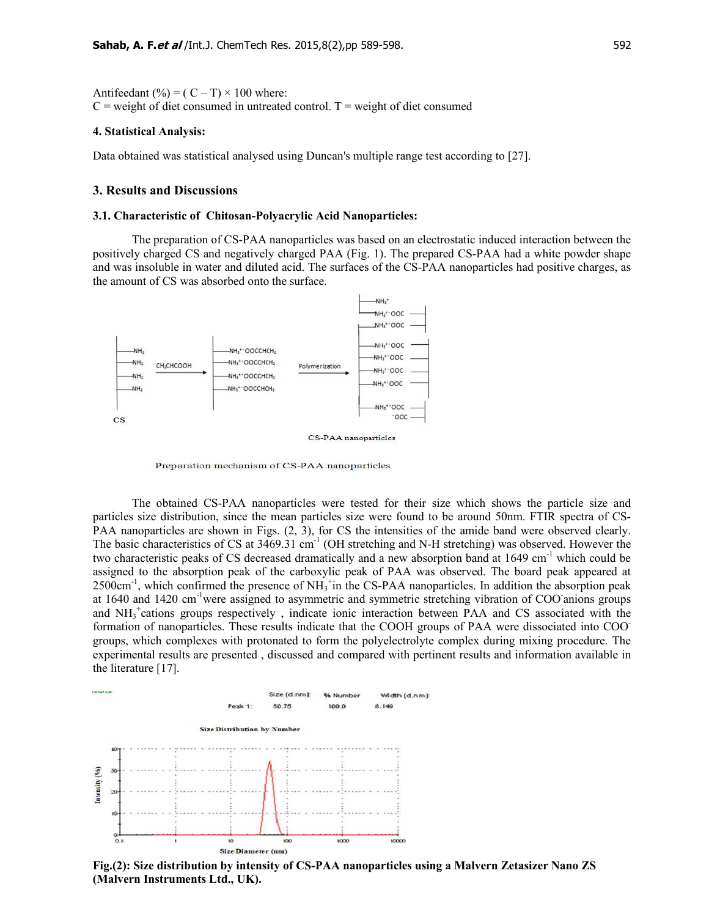Antifeedant (%) = ( C – T) × 100 where:
C = weight of diet consumed in untreated control. T = weight of diet consumed

**4. Statistical Analysis:**

Data obtained was statistical analysed using Duncan's multiple range test according to [27].

## 3. Results and Discussions

### 3.1. Characteristic of Chitosan-Polyacrylic Acid Nanoparticles:

The preparation of CS-PAA nanoparticles was based on an electrostatic induced interaction between the positively charged CS and negatively charged PAA (Fig. 1). The prepared CS-PAA had a white powder shape and was insoluble in water and diluted acid. The surfaces of the CS-PAA nanoparticles had positive charges, as the amount of CS was absorbed onto the surface.

Preparation mechanism of CS-PAA nanoparticles

The obtained CS-PAA nanoparticles were tested for their size which shows the particle size and particles size distribution, since the mean particles size were found to be around 50nm. FTIR spectra of CS-PAA nanoparticles are shown in Figs. (2, 3), for CS the intensities of the amide band were observed clearly. The basic characteristics of CS at 3469.31 $cm^{-1}$ (OH stretching and N-H stretching) was observed. However the two characteristic peaks of CS decreased dramatically and a new absorption band at 1649 $cm^{-1}$ which could be assigned to the absorption peak of the carboxylic peak of PAA was observed. The board peak appeared at 2500$cm^{-1}$, which confirmed the presence of $NH_3^+$in the CS-PAA nanoparticles. In addition the absorption peak at 1640 and 1420 $cm^{-1}$were assigned to asymmetric and symmetric stretching vibration of $COO^-$anions groups and $NH_3^+$cations groups respectively , indicate ionic interaction between PAA and CS associated with the formation of nanoparticles. These results indicate that the COOH groups of PAA were dissociated into $COO^-$ groups, which complexes with protonated to form the polyelectrolyte complex during mixing procedure. The experimental results are presented , discussed and compared with pertinent results and information available in the literature [17].

**Fig.(2): Size distribution by intensity of CS-PAA nanoparticles using a Malvern Zetasizer Nano ZS (Malvern Instruments Ltd., UK).**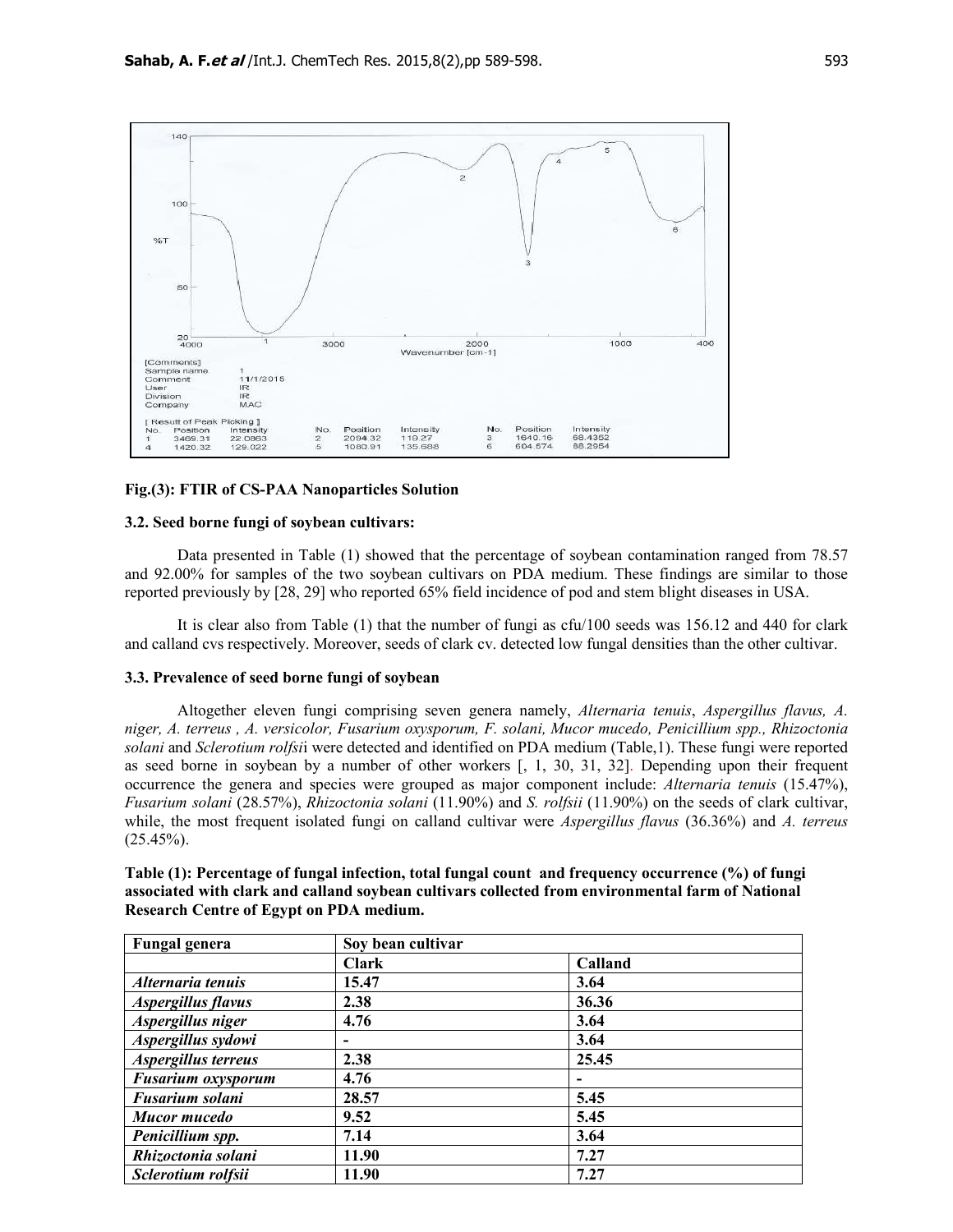[Comments]
Sample name 1
Comment 11/1/2015
User IR
Division IR
Company MAC

[ Result of Peak Picking ]

| No. | Position | Intensity | No. | Position | Intensity | No. | Position | Intensity |
|---|---|---|---|---|---|---|---|---|
| 1 | 3469.31 | 22.0863 | 2 | 2094.32 | 119.27 | 3 | 1640.16 | 68.4352 |
| 4 | 1420.32 | 129.022 | 5 | 1080.91 | 135.688 | 6 | 604.574 | 88.2954 |

**Fig.(3): FTIR of CS-PAA Nanoparticles Solution**

### 3.2. Seed borne fungi of soybean cultivars:

Data presented in Table (1) showed that the percentage of soybean contamination ranged from 78.57 and 92.00% for samples of the two soybean cultivars on PDA medium. These findings are similar to those reported previously by [28, 29] who reported 65% field incidence of pod and stem blight diseases in USA.

It is clear also from Table (1) that the number of fungi as cfu/100 seeds was 156.12 and 440 for clark and calland cvs respectively. Moreover, seeds of clark cv. detected low fungal densities than the other cultivar.

### 3.3. Prevalence of seed borne fungi of soybean

Altogether eleven fungi comprising seven genera namely, *Alternaria tenuis*, *Aspergillus flavus, A. niger, A. terreus , A. versicolor, Fusarium oxysporum, F. solani, Mucor mucedo, Penicillium spp., Rhizoctonia solani* and *Sclerotium rolfsi*i were detected and identified on PDA medium (Table,1). These fungi were reported as seed borne in soybean by a number of other workers [, 1, 30, 31, 32]. Depending upon their frequent occurrence the genera and species were grouped as major component include: *Alternaria tenuis* (15.47%), *Fusarium solani* (28.57%), *Rhizoctonia solani* (11.90%) and *S. rolfsii* (11.90%) on the seeds of clark cultivar, while, the most frequent isolated fungi on calland cultivar were *Aspergillus flavus* (36.36%) and *A. terreus* (25.45%).

**Table (1): Percentage of fungal infection, total fungal count and frequency occurrence (%) of fungi associated with clark and calland soybean cultivars collected from environmental farm of National Research Centre of Egypt on PDA medium.**

| Fungal genera | Soy bean cultivar | |
|---|---|---|
| | Clark | Calland |
| *Alternaria tenuis* | 15.47 | 3.64 |
| *Aspergillus flavus* | 2.38 | 36.36 |
| *Aspergillus niger* | 4.76 | 3.64 |
| *Aspergillus sydowi* | - | 3.64 |
| *Aspergillus terreus* | 2.38 | 25.45 |
| *Fusarium oxysporum* | 4.76 | - |
| *Fusarium solani* | 28.57 | 5.45 |
| *Mucor mucedo* | 9.52 | 5.45 |
| *Penicillium spp.* | 7.14 | 3.64 |
| *Rhizoctonia solani* | 11.90 | 7.27 |
| *Sclerotium rolfsii* | 11.90 | 7.27 |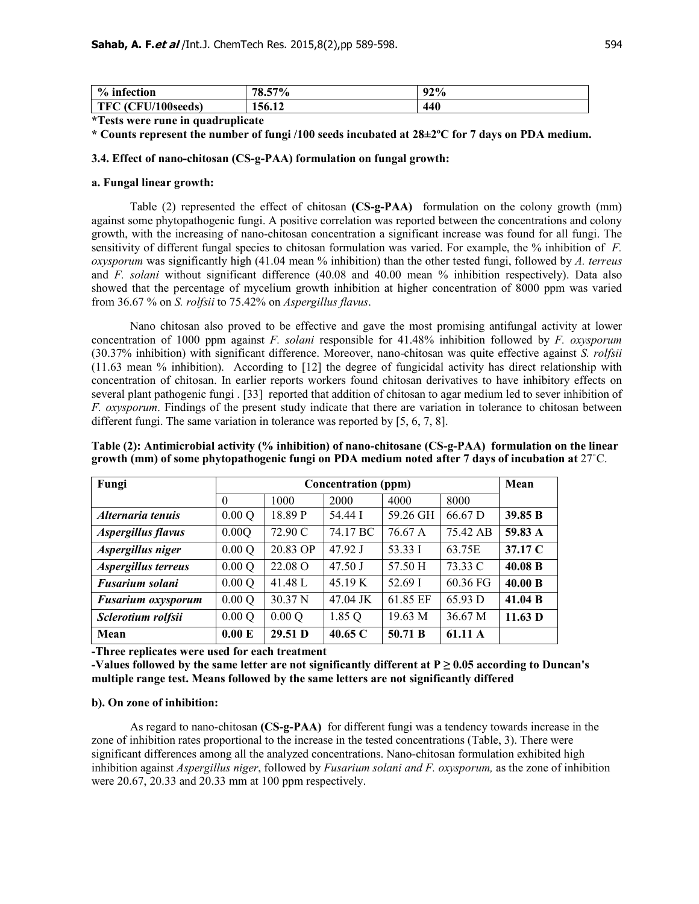| % infection | 78.57% | 92% |
|---|---|---|
| TFC (CFU/100seeds) | 156.12 | 440 |

**\*Tests were rune in quadruplicate**

**\* Counts represent the number of fungi /100 seeds incubated at 28±2ºC for 7 days on PDA medium.**

### 3.4. Effect of nano-chitosan (CS-g-PAA) formulation on fungal growth:

#### a. Fungal linear growth:

Table (2) represented the effect of chitosan **(CS-g-PAA)** formulation on the colony growth (mm) against some phytopathogenic fungi. A positive correlation was reported between the concentrations and colony growth, with the increasing of nano-chitosan concentration a significant increase was found for all fungi. The sensitivity of different fungal species to chitosan formulation was varied. For example, the % inhibition of *F. oxysporum* was significantly high (41.04 mean % inhibition) than the other tested fungi, followed by *A. terreus* and *F. solani* without significant difference (40.08 and 40.00 mean % inhibition respectively). Data also showed that the percentage of mycelium growth inhibition at higher concentration of 8000 ppm was varied from 36.67 % on *S. rolfsii* to 75.42% on *Aspergillus flavus*.

Nano chitosan also proved to be effective and gave the most promising antifungal activity at lower concentration of 1000 ppm against *F. solani* responsible for 41.48% inhibition followed by *F. oxysporum* (30.37% inhibition) with significant difference. Moreover, nano-chitosan was quite effective against *S. rolfsii* (11.63 mean % inhibition). According to [12] the degree of fungicidal activity has direct relationship with concentration of chitosan. In earlier reports workers found chitosan derivatives to have inhibitory effects on several plant pathogenic fungi . [33] reported that addition of chitosan to agar medium led to sever inhibition of *F. oxysporum*. Findings of the present study indicate that there are variation in tolerance to chitosan between different fungi. The same variation in tolerance was reported by [5, 6, 7, 8].

**Table (2): Antimicrobial activity (% inhibition) of nano-chitosane (CS-g-PAA) formulation on the linear growth (mm) of some phytopathogenic fungi on PDA medium noted after 7 days of incubation at** 27°C.

| Fungi | Concentration (ppm) | | | | | Mean |
|---|---|---|---|---|---|---|
| | 0 | 1000 | 2000 | 4000 | 8000 | |
| ***Alternaria tenuis*** | 0.00 Q | 18.89 P | 54.44 I | 59.26 GH | 66.67 D | **39.85 B** |
| ***Aspergillus flavus*** | 0.00Q | 72.90 C | 74.17 BC | 76.67 A | 75.42 AB | **59.83 A** |
| ***Aspergillus niger*** | 0.00 Q | 20.83 OP | 47.92 J | 53.33 I | 63.75E | **37.17 C** |
| ***Aspergillus terreus*** | 0.00 Q | 22.08 O | 47.50 J | 57.50 H | 73.33 C | **40.08 B** |
| ***Fusarium solani*** | 0.00 Q | 41.48 L | 45.19 K | 52.69 I | 60.36 FG | **40.00 B** |
| ***Fusarium oxysporum*** | 0.00 Q | 30.37 N | 47.04 JK | 61.85 EF | 65.93 D | **41.04 B** |
| ***Sclerotium rolfsii*** | 0.00 Q | 0.00 Q | 1.85 Q | 19.63 M | 36.67 M | **11.63 D** |
| **Mean** | **0.00 E** | **29.51 D** | **40.65 C** | **50.71 B** | **61.11 A** | |

**-Three replicates were used for each treatment**

**-Values followed by the same letter are not significantly different at P ≥ 0.05 according to Duncan's multiple range test. Means followed by the same letters are not significantly differed**

#### b). On zone of inhibition:

As regard to nano-chitosan **(CS-g-PAA)** for different fungi was a tendency towards increase in the zone of inhibition rates proportional to the increase in the tested concentrations (Table, 3). There were significant differences among all the analyzed concentrations. Nano-chitosan formulation exhibited high inhibition against *Aspergillus niger*, followed by *Fusarium solani and F. oxysporum,* as the zone of inhibition were 20.67, 20.33 and 20.33 mm at 100 ppm respectively.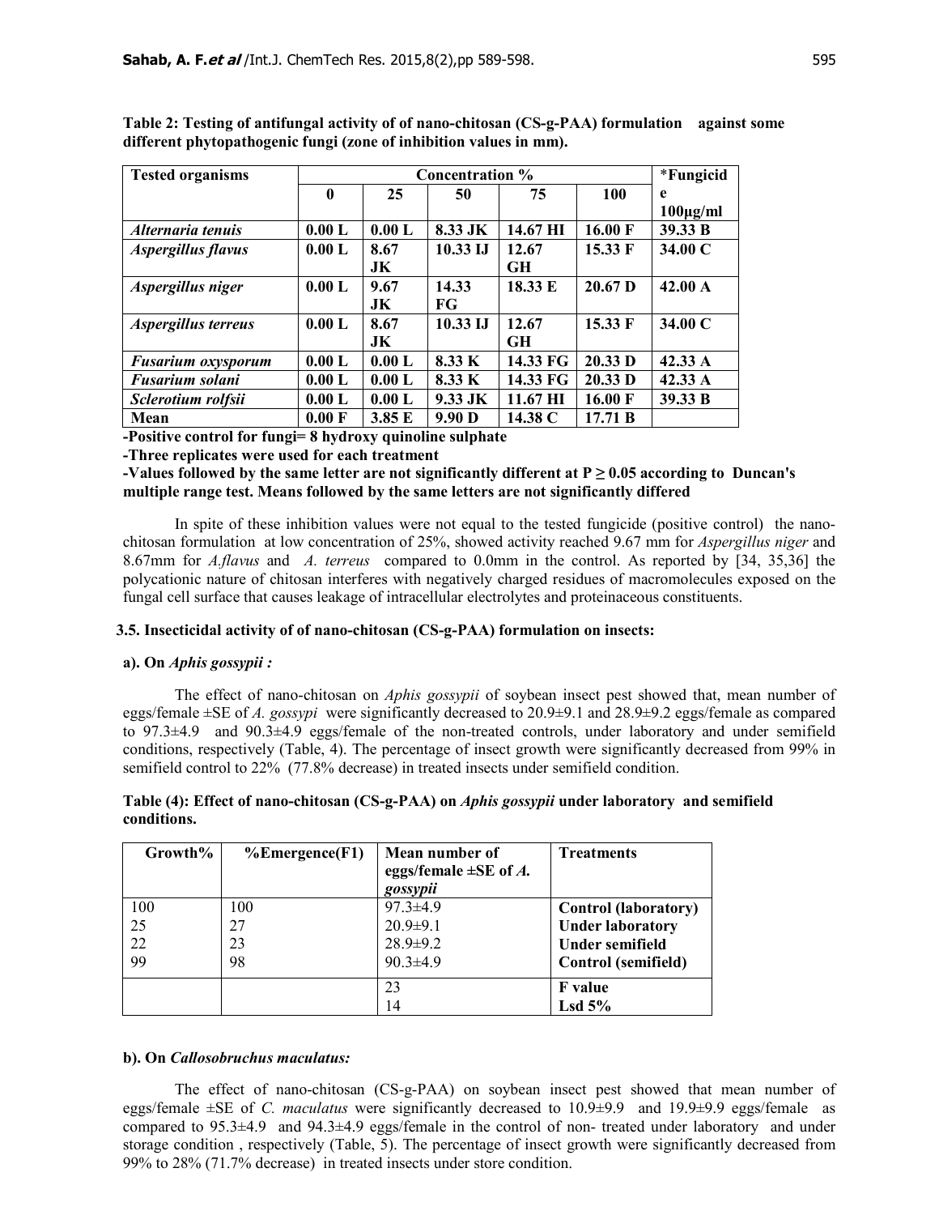**Table 2: Testing of antifungal activity of of nano-chitosan (CS-g-PAA) formulation against some different phytopathogenic fungi (zone of inhibition values in mm).**

| Tested organisms | Concentration % | | | | | *Fungicide 100µg/ml |
|---|---|---|---|---|---|---|
| | 0 | 25 | 50 | 75 | 100 | |
| *Alternaria tenuis* | 0.00 L | 0.00 L | 8.33 JK | 14.67 HI | 16.00 F | 39.33 B |
| *Aspergillus flavus* | 0.00 L | 8.67 JK | 10.33 IJ | 12.67 GH | 15.33 F | 34.00 C |
| *Aspergillus niger* | 0.00 L | 9.67 JK | 14.33 FG | 18.33 E | 20.67 D | 42.00 A |
| *Aspergillus terreus* | 0.00 L | 8.67 JK | 10.33 IJ | 12.67 GH | 15.33 F | 34.00 C |
| *Fusarium oxysporum* | 0.00 L | 0.00 L | 8.33 K | 14.33 FG | 20.33 D | 42.33 A |
| *Fusarium solani* | 0.00 L | 0.00 L | 8.33 K | 14.33 FG | 20.33 D | 42.33 A |
| *Sclerotium rolfsii* | 0.00 L | 0.00 L | 9.33 JK | 11.67 HI | 16.00 F | 39.33 B |
| Mean | 0.00 F | 3.85 E | 9.90 D | 14.38 C | 17.71 B | |

**-Positive control for fungi= 8 hydroxy quinoline sulphate**

**-Three replicates were used for each treatment**

**-Values followed by the same letter are not significantly different at P ≥ 0.05 according to Duncan's multiple range test. Means followed by the same letters are not significantly differed**

In spite of these inhibition values were not equal to the tested fungicide (positive control) the nano-chitosan formulation at low concentration of 25%, showed activity reached 9.67 mm for *Aspergillus niger* and 8.67mm for *A.flavus* and *A. terreus* compared to 0.0mm in the control. As reported by [34, 35,36] the polycationic nature of chitosan interferes with negatively charged residues of macromolecules exposed on the fungal cell surface that causes leakage of intracellular electrolytes and proteinaceous constituents.

### 3.5. Insecticidal activity of of nano-chitosan (CS-g-PAA) formulation on insects:

#### a). On *Aphis gossypii* :

The effect of nano-chitosan on *Aphis gossypii* of soybean insect pest showed that, mean number of eggs/female ±SE of *A. gossypi* were significantly decreased to 20.9±9.1 and 28.9±9.2 eggs/female as compared to 97.3±4.9 and 90.3±4.9 eggs/female of the non-treated controls, under laboratory and under semifield conditions, respectively (Table, 4). The percentage of insect growth were significantly decreased from 99% in semifield control to 22% (77.8% decrease) in treated insects under semifield condition.

**Table (4): Effect of nano-chitosan (CS-g-PAA) on *Aphis gossypii* under laboratory and semifield conditions.**

| Growth% | %Emergence(F1) | Mean number of eggs/female ±SE of *A. gossypii* | Treatments |
|---|---|---|---|
| 100 | 100 | 97.3±4.9 | **Control (laboratory)** |
| 25 | 27 | 20.9±9.1 | **Under laboratory** |
| 22 | 23 | 28.9±9.2 | **Under semifield** |
| 99 | 98 | 90.3±4.9 | **Control (semifield)** |
| | | 23 | **F value** |
| | | 14 | **Lsd 5%** |

#### b). On *Callosobruchus maculatus:*

The effect of nano-chitosan (CS-g-PAA) on soybean insect pest showed that mean number of eggs/female ±SE of *C. maculatus* were significantly decreased to 10.9±9.9 and 19.9±9.9 eggs/female as compared to 95.3±4.9 and 94.3±4.9 eggs/female in the control of non- treated under laboratory and under storage condition , respectively (Table, 5). The percentage of insect growth were significantly decreased from 99% to 28% (71.7% decrease) in treated insects under store condition.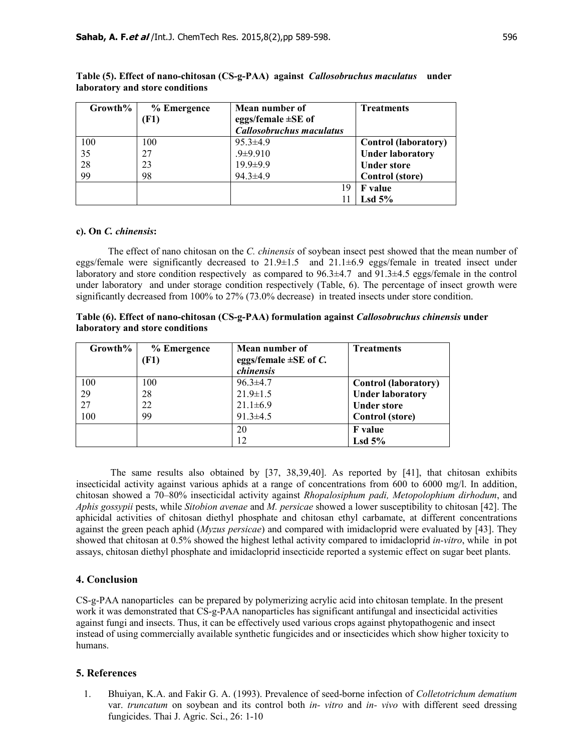**Table (5). Effect of nano-chitosan (CS-g-PAA) against *Callosobruchus maculatus* under laboratory and store conditions**

| Growth% | % Emergence (F1) | Mean number of eggs/female ±SE of *Callosobruchus maculatus* | Treatments |
|---|---|---|---|
| 100 | 100 | 95.3±4.9 | **Control (laboratory)** |
| 35 | 27 | .9±9.910 | **Under laboratory** |
| 28 | 23 | 19.9±9.9 | **Under store** |
| 99 | 98 | 94.3±4.9 | **Control (store)** |
| | | 19 | **F value** |
| | | 11 | **Lsd 5%** |

**c). On *C. chinensis*:**

The effect of nano chitosan on the *C. chinensis* of soybean insect pest showed that the mean number of eggs/female were significantly decreased to 21.9±1.5 and 21.1±6.9 eggs/female in treated insect under laboratory and store condition respectively as compared to 96.3±4.7 and 91.3±4.5 eggs/female in the control under laboratory and under storage condition respectively (Table, 6). The percentage of insect growth were significantly decreased from 100% to 27% (73.0% decrease) in treated insects under store condition.

**Table (6). Effect of nano-chitosan (CS-g-PAA) formulation against *Callosobruchus chinensis* under laboratory and store conditions**

| Growth% | % Emergence (F1) | Mean number of eggs/female ±SE of *C. chinensis* | Treatments |
|---|---|---|---|
| 100 | 100 | 96.3±4.7 | **Control (laboratory)** |
| 29 | 28 | 21.9±1.5 | **Under laboratory** |
| 27 | 22 | 21.1±6.9 | **Under store** |
| 100 | 99 | 91.3±4.5 | **Control (store)** |
| | | 20 | **F value** |
| | | 12 | **Lsd 5%** |

The same results also obtained by [37, 38,39,40]. As reported by [41], that chitosan exhibits insecticidal activity against various aphids at a range of concentrations from 600 to 6000 mg/l. In addition, chitosan showed a 70–80% insecticidal activity against *Rhopalosiphum padi, Metopolophium dirhodum*, and *Aphis gossypii* pests, while *Sitobion avenae* and *M. persicae* showed a lower susceptibility to chitosan [42]. The aphicidal activities of chitosan diethyl phosphate and chitosan ethyl carbamate, at different concentrations against the green peach aphid (*Myzus persicae*) and compared with imidacloprid were evaluated by [43]. They showed that chitosan at 0.5% showed the highest lethal activity compared to imidacloprid *in-vitro*, while in pot assays, chitosan diethyl phosphate and imidacloprid insecticide reported a systemic effect on sugar beet plants.

## 4. Conclusion

CS-g-PAA nanoparticles can be prepared by polymerizing acrylic acid into chitosan template. In the present work it was demonstrated that CS-g-PAA nanoparticles has significant antifungal and insecticidal activities against fungi and insects. Thus, it can be effectively used various crops against phytopathogenic and insect instead of using commercially available synthetic fungicides and or insecticides which show higher toxicity to humans.

## 5. References

1. Bhuiyan, K.A. and Fakir G. A. (1993). Prevalence of seed-borne infection of *Colletotrichum dematium* var. *truncatum* on soybean and its control both *in- vitro* and *in- vivo* with different seed dressing fungicides. Thai J. Agric. Sci., 26: 1-10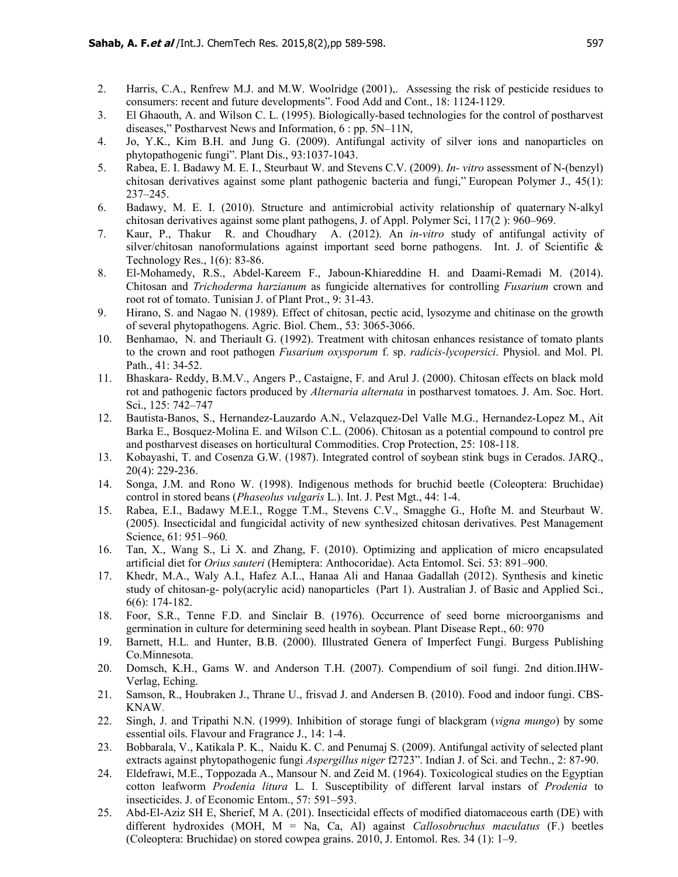2. Harris, C.A., Renfrew M.J. and M.W. Woolridge (2001),. Assessing the risk of pesticide residues to consumers: recent and future developments". Food Add and Cont., 18: 1124-1129.
3. El Ghaouth, A. and Wilson C. L. (1995). Biologically-based technologies for the control of postharvest diseases," Postharvest News and Information, 6 : pp. 5N–11N,
4. Jo, Y.K., Kim B.H. and Jung G. (2009). Antifungal activity of silver ions and nanoparticles on phytopathogenic fungi". Plant Dis., 93:1037-1043.
5. Rabea, E. I. Badawy M. E. I., Steurbaut W. and Stevens C.V. (2009). *In- vitro* assessment of N-(benzyl) chitosan derivatives against some plant pathogenic bacteria and fungi," European Polymer J., 45(1): 237–245.
6. Badawy, M. E. I. (2010). Structure and antimicrobial activity relationship of quaternary N-alkyl chitosan derivatives against some plant pathogens, J. of Appl. Polymer Sci, 117(2 ): 960–969.
7. Kaur, P., Thakur R. and Choudhary A. (2012). An *in-vitro* study of antifungal activity of silver/chitosan nanoformulations against important seed borne pathogens. Int. J. of Scientific & Technology Res., 1(6): 83-86.
8. El-Mohamedy, R.S., Abdel-Kareem F., Jaboun-Khiareddine H. and Daami-Remadi M. (2014). Chitosan and *Trichoderma harzianum* as fungicide alternatives for controlling *Fusarium* crown and root rot of tomato. Tunisian J. of Plant Prot., 9: 31-43.
9. Hirano, S. and Nagao N. (1989). Effect of chitosan, pectic acid, lysozyme and chitinase on the growth of several phytopathogens. Agric. Biol. Chem., 53: 3065-3066.
10. Benhamao, N. and Theriault G. (1992). Treatment with chitosan enhances resistance of tomato plants to the crown and root pathogen *Fusarium oxysporum* f. sp. *radicis-lycopersici*. Physiol. and Mol. Pl. Path., 41: 34-52.
11. Bhaskara- Reddy, B.M.V., Angers P., Castaigne, F. and Arul J. (2000). Chitosan effects on black mold rot and pathogenic factors produced by *Alternaria alternata* in postharvest tomatoes. J. Am. Soc. Hort. Sci., 125: 742–747
12. Bautista-Banos, S., Hernandez-Lauzardo A.N., Velazquez-Del Valle M.G., Hernandez-Lopez M., Ait Barka E., Bosquez-Molina E. and Wilson C.L. (2006). Chitosan as a potential compound to control pre and postharvest diseases on horticultural Commodities. Crop Protection, 25: 108-118.
13. Kobayashi, T. and Cosenza G.W. (1987). Integrated control of soybean stink bugs in Cerados. JARQ., 20(4): 229-236.
14. Songa, J.M. and Rono W. (1998). Indigenous methods for bruchid beetle (Coleoptera: Bruchidae) control in stored beans (*Phaseolus vulgaris* L.). Int. J. Pest Mgt., 44: 1-4.
15. Rabea, E.I., Badawy M.E.I., Rogge T.M., Stevens C.V., Smagghe G., Hofte M. and Steurbaut W. (2005). Insecticidal and fungicidal activity of new synthesized chitosan derivatives. Pest Management Science, 61: 951–960.
16. Tan, X., Wang S., Li X. and Zhang, F. (2010). Optimizing and application of micro encapsulated artificial diet for *Orius sauteri* (Hemiptera: Anthocoridae). Acta Entomol. Sci. 53: 891–900.
17. Khedr, M.A., Waly A.I., Hafez A.I.., Hanaa Ali and Hanaa Gadallah (2012). Synthesis and kinetic study of chitosan-g- poly(acrylic acid) nanoparticles (Part 1). Australian J. of Basic and Applied Sci., 6(6): 174-182.
18. Foor, S.R., Tenne F.D. and Sinclair B. (1976). Occurrence of seed borne microorganisms and germination in culture for determining seed health in soybean. Plant Disease Rept., 60: 970
19. Barnett, H.L. and Hunter, B.B. (2000). Illustrated Genera of Imperfect Fungi. Burgess Publishing Co.Minnesota.
20. Domsch, K.H., Gams W. and Anderson T.H. (2007). Compendium of soil fungi. 2nd dition.IHW-Verlag, Eching.
21. Samson, R., Houbraken J., Thrane U., frisvad J. and Andersen B. (2010). Food and indoor fungi. CBS-KNAW.
22. Singh, J. and Tripathi N.N. (1999). Inhibition of storage fungi of blackgram (*vigna mungo*) by some essential oils. Flavour and Fragrance J., 14: 1-4.
23. Bobbarala, V., Katikala P. K., Naidu K. C. and Penumaj S. (2009). Antifungal activity of selected plant extracts against phytopathogenic fungi *Aspergillus niger* f2723". Indian J. of Sci. and Techn., 2: 87-90.
24. Eldefrawi, M.E., Toppozada A., Mansour N. and Zeid M. (1964). Toxicological studies on the Egyptian cotton leafworm *Prodenia litura* L. I. Susceptibility of different larval instars of *Prodenia* to insecticides. J. of Economic Entom., 57: 591–593.
25. Abd-El-Aziz SH E, Sherief, M A. (201). Insecticidal effects of modified diatomaceous earth (DE) with different hydroxides (MOH, M = Na, Ca, Al) against *Callosobruchus maculatus* (F.) beetles (Coleoptera: Bruchidae) on stored cowpea grains. 2010, J. Entomol. Res. 34 (1): 1–9.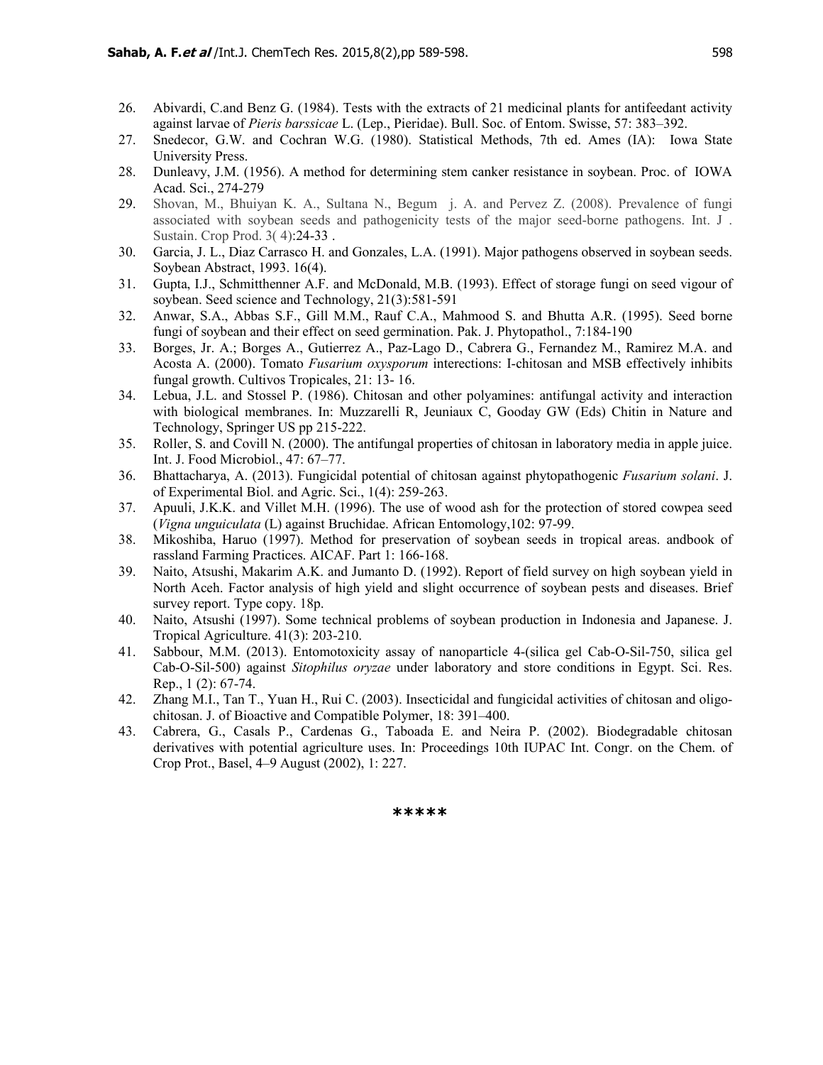26. Abivardi, C.and Benz G. (1984). Tests with the extracts of 21 medicinal plants for antifeedant activity against larvae of *Pieris barssicae* L. (Lep., Pieridae). Bull. Soc. of Entom. Swisse, 57: 383–392.
27. Snedecor, G.W. and Cochran W.G. (1980). Statistical Methods, 7th ed. Ames (IA): Iowa State University Press.
28. Dunleavy, J.M. (1956). A method for determining stem canker resistance in soybean. Proc. of IOWA Acad. Sci., 274-279
29. Shovan, M., Bhuiyan K. A., Sultana N., Begum j. A. and Pervez Z. (2008). Prevalence of fungi associated with soybean seeds and pathogenicity tests of the major seed-borne pathogens. Int. J . Sustain. Crop Prod. 3( 4):24-33 .
30. Garcia, J. L., Diaz Carrasco H. and Gonzales, L.A. (1991). Major pathogens observed in soybean seeds. Soybean Abstract, 1993. 16(4).
31. Gupta, I.J., Schmitthenner A.F. and McDonald, M.B. (1993). Effect of storage fungi on seed vigour of soybean. Seed science and Technology, 21(3):581-591
32. Anwar, S.A., Abbas S.F., Gill M.M., Rauf C.A., Mahmood S. and Bhutta A.R. (1995). Seed borne fungi of soybean and their effect on seed germination. Pak. J. Phytopathol., 7:184-190
33. Borges, Jr. A.; Borges A., Gutierrez A., Paz-Lago D., Cabrera G., Fernandez M., Ramirez M.A. and Acosta A. (2000). Tomato *Fusarium oxysporum* interections: I-chitosan and MSB effectively inhibits fungal growth. Cultivos Tropicales, 21: 13- 16.
34. Lebua, J.L. and Stossel P. (1986). Chitosan and other polyamines: antifungal activity and interaction with biological membranes. In: Muzzarelli R, Jeuniaux C, Gooday GW (Eds) Chitin in Nature and Technology, Springer US pp 215-222.
35. Roller, S. and Covill N. (2000). The antifungal properties of chitosan in laboratory media in apple juice. Int. J. Food Microbiol., 47: 67–77.
36. Bhattacharya, A. (2013). Fungicidal potential of chitosan against phytopathogenic *Fusarium solani*. J. of Experimental Biol. and Agric. Sci., 1(4): 259-263.
37. Apuuli, J.K.K. and Villet M.H. (1996). The use of wood ash for the protection of stored cowpea seed (*Vigna unguiculata* (L) against Bruchidae. African Entomology,102: 97-99.
38. Mikoshiba, Haruo (1997). Method for preservation of soybean seeds in tropical areas. andbook of rassland Farming Practices. AICAF. Part 1: 166-168.
39. Naito, Atsushi, Makarim A.K. and Jumanto D. (1992). Report of field survey on high soybean yield in North Aceh. Factor analysis of high yield and slight occurrence of soybean pests and diseases. Brief survey report. Type copy. 18p.
40. Naito, Atsushi (1997). Some technical problems of soybean production in Indonesia and Japanese. J. Tropical Agriculture. 41(3): 203-210.
41. Sabbour, M.M. (2013). Entomotoxicity assay of nanoparticle 4-(silica gel Cab-O-Sil-750, silica gel Cab-O-Sil-500) against *Sitophilus oryzae* under laboratory and store conditions in Egypt. Sci. Res. Rep., 1 (2): 67-74.
42. Zhang M.I., Tan T., Yuan H., Rui C. (2003). Insecticidal and fungicidal activities of chitosan and oligo-chitosan. J. of Bioactive and Compatible Polymer, 18: 391–400.
43. Cabrera, G., Casals P., Cardenas G., Taboada E. and Neira P. (2002). Biodegradable chitosan derivatives with potential agriculture uses. In: Proceedings 10th IUPAC Int. Congr. on the Chem. of Crop Prot., Basel, 4–9 August (2002), 1: 227.

*****